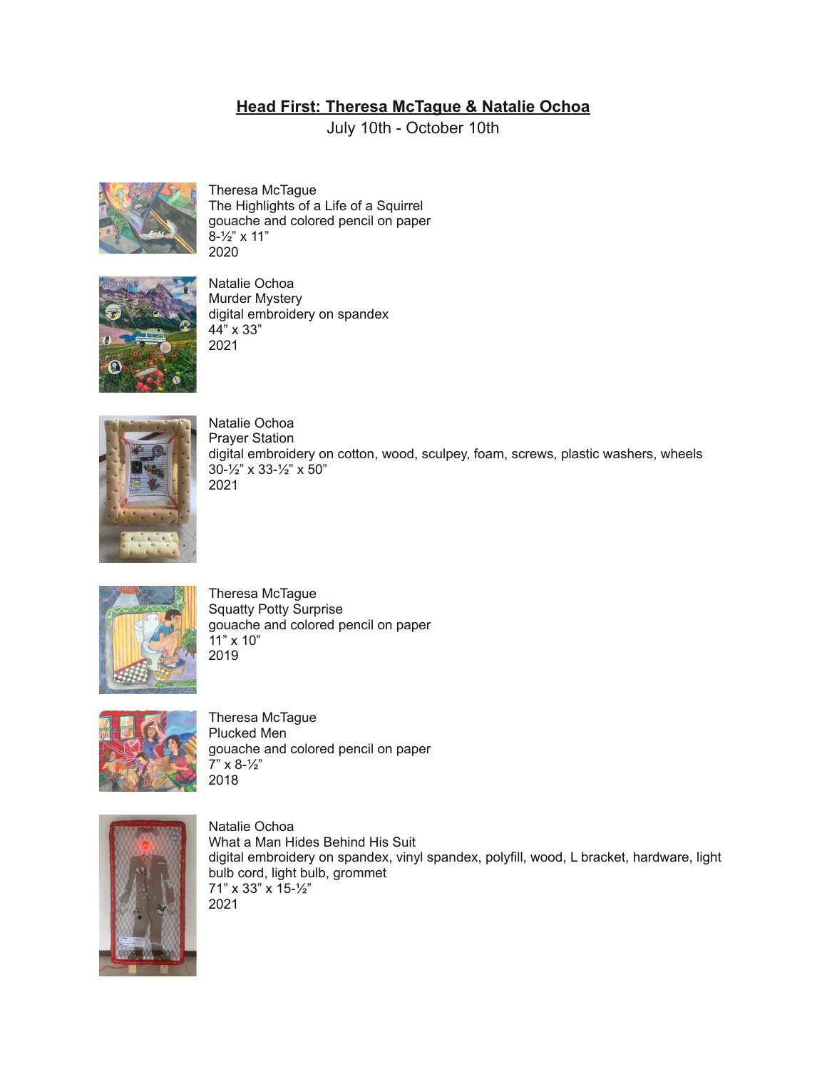# **Head First: Theresa McTague & Natalie Ochoa**

July 10th - October 10th

Theresa McTague
The Highlights of a Life of a Squirrel
gouache and colored pencil on paper
8-½" x 11"
2020

Natalie Ochoa
Murder Mystery
digital embroidery on spandex
44" x 33"
2021

Natalie Ochoa
Prayer Station
digital embroidery on cotton, wood, sculpey, foam, screws, plastic washers, wheels
30-½" x 33-½" x 50"
2021

Theresa McTague
Squatty Potty Surprise
gouache and colored pencil on paper
11" x 10"
2019

Theresa McTague
Plucked Men
gouache and colored pencil on paper
7" x 8-½"
2018

Natalie Ochoa
What a Man Hides Behind His Suit
digital embroidery on spandex, vinyl spandex, polyfill, wood, L bracket, hardware, light bulb cord, light bulb, grommet
71" x 33" x 15-½"
2021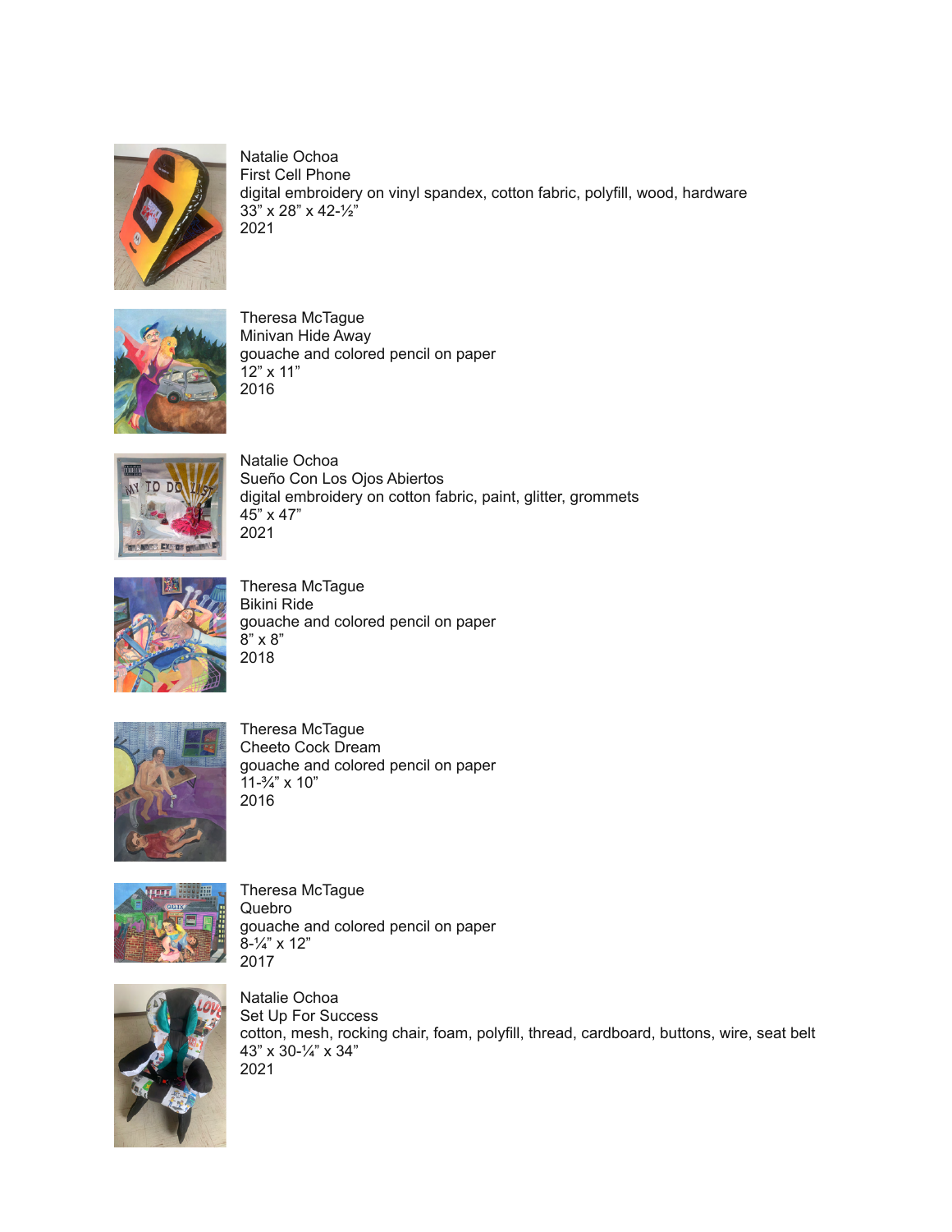Natalie Ochoa
First Cell Phone
digital embroidery on vinyl spandex, cotton fabric, polyfill, wood, hardware
33” x 28” x 42-½”
2021

Theresa McTague
Minivan Hide Away
gouache and colored pencil on paper
12” x 11”
2016

Natalie Ochoa
Sueño Con Los Ojos Abiertos
digital embroidery on cotton fabric, paint, glitter, grommets
45” x 47”
2021

Theresa McTague
Bikini Ride
gouache and colored pencil on paper
8” x 8”
2018

Theresa McTague
Cheeto Cock Dream
gouache and colored pencil on paper
11-¾” x 10”
2016

Theresa McTague
Quebro
gouache and colored pencil on paper
8-¼” x 12”
2017

Natalie Ochoa
Set Up For Success
cotton, mesh, rocking chair, foam, polyfill, thread, cardboard, buttons, wire, seat belt
43” x 30-¼” x 34”
2021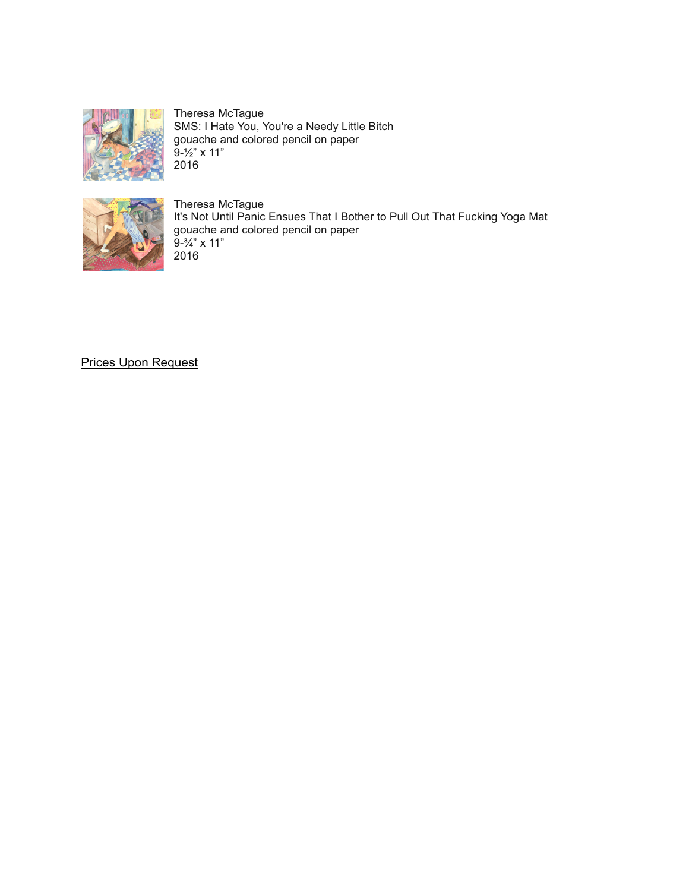Theresa McTague
SMS: I Hate You, You're a Needy Little Bitch
gouache and colored pencil on paper
9-½" x 11"
2016

Theresa McTague
It's Not Until Panic Ensues That I Bother to Pull Out That Fucking Yoga Mat
gouache and colored pencil on paper
9-¾" x 11"
2016

Prices Upon Request